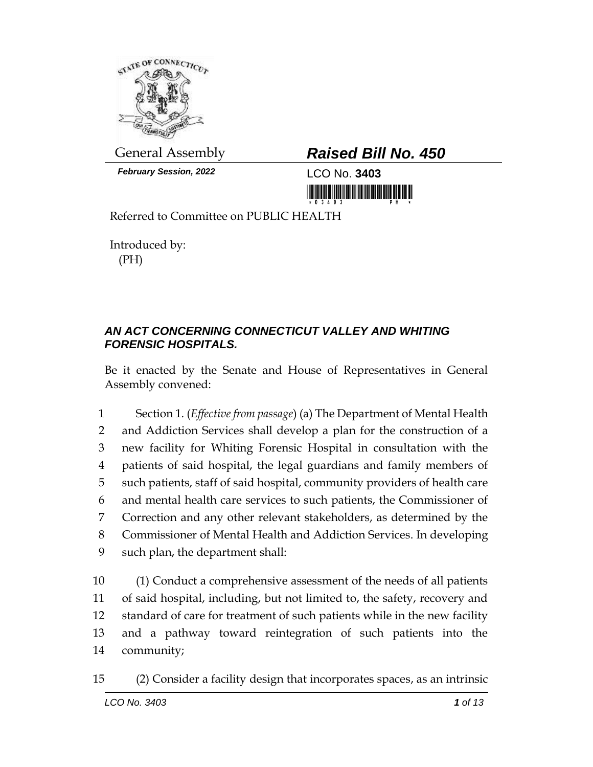General Assembly

# *Raised Bill No. 450*

***February Session, 2022***

LCO No. **3403**

Referred to Committee on PUBLIC HEALTH

Introduced by:
(PH)

## *AN ACT CONCERNING CONNECTICUT VALLEY AND WHITING FORENSIC HOSPITALS.*

Be it enacted by the Senate and House of Representatives in General Assembly convened:

1 Section 1. (*Effective from passage*) (a) The Department of Mental Health
2 and Addiction Services shall develop a plan for the construction of a
3 new facility for Whiting Forensic Hospital in consultation with the
4 patients of said hospital, the legal guardians and family members of
5 such patients, staff of said hospital, community providers of health care
6 and mental health care services to such patients, the Commissioner of
7 Correction and any other relevant stakeholders, as determined by the
8 Commissioner of Mental Health and Addiction Services. In developing
9 such plan, the department shall:

10 (1) Conduct a comprehensive assessment of the needs of all patients
11 of said hospital, including, but not limited to, the safety, recovery and
12 standard of care for treatment of such patients while in the new facility
13 and a pathway toward reintegration of such patients into the
14 community;

15 (2) Consider a facility design that incorporates spaces, as an intrinsic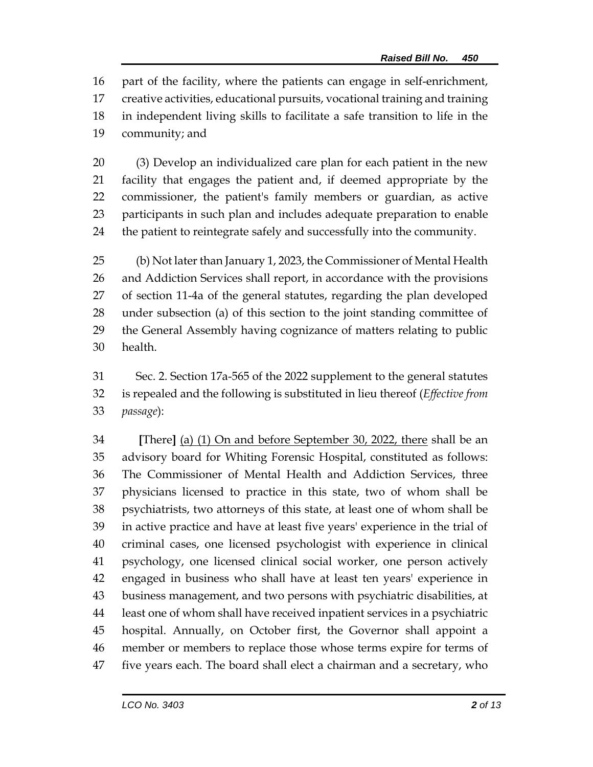part of the facility, where the patients can engage in self-enrichment, creative activities, educational pursuits, vocational training and training in independent living skills to facilitate a safe transition to life in the community; and

(3) Develop an individualized care plan for each patient in the new facility that engages the patient and, if deemed appropriate by the commissioner, the patient's family members or guardian, as active participants in such plan and includes adequate preparation to enable the patient to reintegrate safely and successfully into the community.

(b) Not later than January 1, 2023, the Commissioner of Mental Health and Addiction Services shall report, in accordance with the provisions of section 11-4a of the general statutes, regarding the plan developed under subsection (a) of this section to the joint standing committee of the General Assembly having cognizance of matters relating to public health.

Sec. 2. Section 17a-565 of the 2022 supplement to the general statutes is repealed and the following is substituted in lieu thereof (*Effective from passage*):

[There] <u>(a) (1) On and before September 30, 2022, there</u> shall be an advisory board for Whiting Forensic Hospital, constituted as follows: The Commissioner of Mental Health and Addiction Services, three physicians licensed to practice in this state, two of whom shall be psychiatrists, two attorneys of this state, at least one of whom shall be in active practice and have at least five years' experience in the trial of criminal cases, one licensed psychologist with experience in clinical psychology, one licensed clinical social worker, one person actively engaged in business who shall have at least ten years' experience in business management, and two persons with psychiatric disabilities, at least one of whom shall have received inpatient services in a psychiatric hospital. Annually, on October first, the Governor shall appoint a member or members to replace those whose terms expire for terms of five years each. The board shall elect a chairman and a secretary, who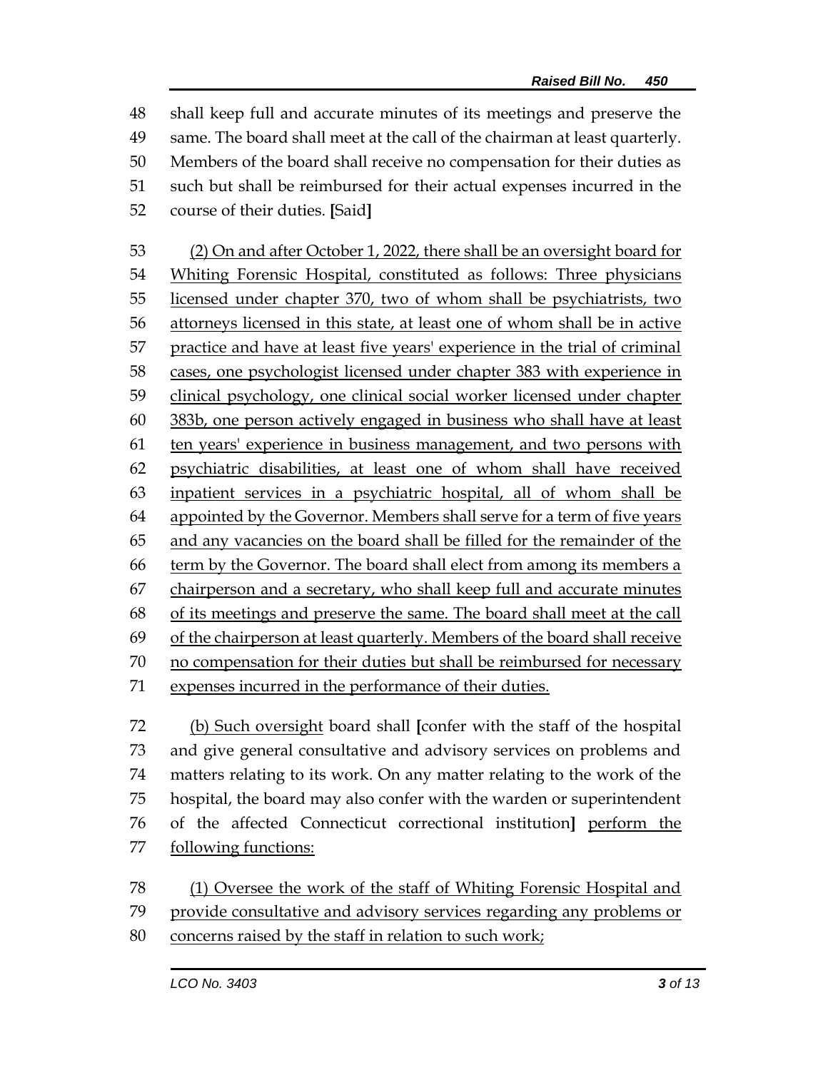48 shall keep full and accurate minutes of its meetings and preserve the
49 same. The board shall meet at the call of the chairman at least quarterly.
50 Members of the board shall receive no compensation for their duties as
51 such but shall be reimbursed for their actual expenses incurred in the
52 course of their duties. **[**Said**]**

53 <u>(2) On and after October 1, 2022, there shall be an oversight board for</u>
54 <u>Whiting Forensic Hospital, constituted as follows: Three physicians</u>
55 <u>licensed under chapter 370, two of whom shall be psychiatrists, two</u>
56 <u>attorneys licensed in this state, at least one of whom shall be in active</u>
57 <u>practice and have at least five years' experience in the trial of criminal</u>
58 <u>cases, one psychologist licensed under chapter 383 with experience in</u>
59 <u>clinical psychology, one clinical social worker licensed under chapter</u>
60 <u>383b, one person actively engaged in business who shall have at least</u>
61 <u>ten years' experience in business management, and two persons with</u>
62 <u>psychiatric disabilities, at least one of whom shall have received</u>
63 <u>inpatient services in a psychiatric hospital, all of whom shall be</u>
64 <u>appointed by the Governor. Members shall serve for a term of five years</u>
65 <u>and any vacancies on the board shall be filled for the remainder of the</u>
66 <u>term by the Governor. The board shall elect from among its members a</u>
67 <u>chairperson and a secretary, who shall keep full and accurate minutes</u>
68 <u>of its meetings and preserve the same. The board shall meet at the call</u>
69 <u>of the chairperson at least quarterly. Members of the board shall receive</u>
70 <u>no compensation for their duties but shall be reimbursed for necessary</u>
71 <u>expenses incurred in the performance of their duties.</u>

72 <u>(b) Such oversight</u> board shall **[**confer with the staff of the hospital
73 and give general consultative and advisory services on problems and
74 matters relating to its work. On any matter relating to the work of the
75 hospital, the board may also confer with the warden or superintendent
76 of the affected Connecticut correctional institution**]** <u>perform the</u>
77 <u>following functions:</u>

78 <u>(1) Oversee the work of the staff of Whiting Forensic Hospital and</u>
79 <u>provide consultative and advisory services regarding any problems or</u>
80 <u>concerns raised by the staff in relation to such work;</u>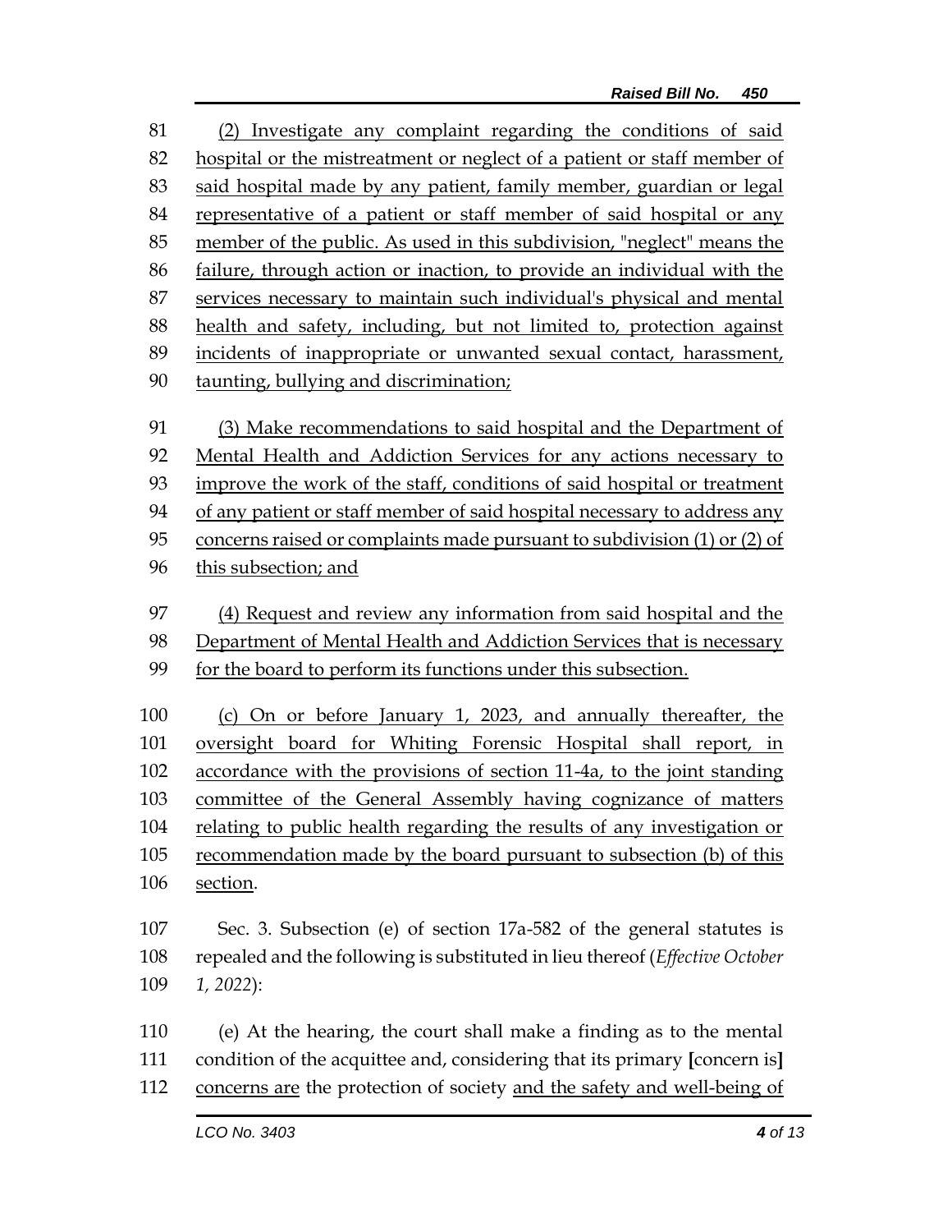(2) Investigate any complaint regarding the conditions of said hospital or the mistreatment or neglect of a patient or staff member of said hospital made by any patient, family member, guardian or legal representative of a patient or staff member of said hospital or any member of the public. As used in this subdivision, "neglect" means the failure, through action or inaction, to provide an individual with the services necessary to maintain such individual's physical and mental health and safety, including, but not limited to, protection against incidents of inappropriate or unwanted sexual contact, harassment, taunting, bullying and discrimination;

(3) Make recommendations to said hospital and the Department of Mental Health and Addiction Services for any actions necessary to improve the work of the staff, conditions of said hospital or treatment of any patient or staff member of said hospital necessary to address any concerns raised or complaints made pursuant to subdivision (1) or (2) of this subsection; and

(4) Request and review any information from said hospital and the Department of Mental Health and Addiction Services that is necessary for the board to perform its functions under this subsection.

(c) On or before January 1, 2023, and annually thereafter, the oversight board for Whiting Forensic Hospital shall report, in accordance with the provisions of section 11-4a, to the joint standing committee of the General Assembly having cognizance of matters relating to public health regarding the results of any investigation or recommendation made by the board pursuant to subsection (b) of this section.

Sec. 3. Subsection (e) of section 17a-582 of the general statutes is repealed and the following is substituted in lieu thereof (*Effective October 1, 2022*):

(e) At the hearing, the court shall make a finding as to the mental condition of the acquittee and, considering that its primary **[**concern is**]** concerns are the protection of society and the safety and well-being of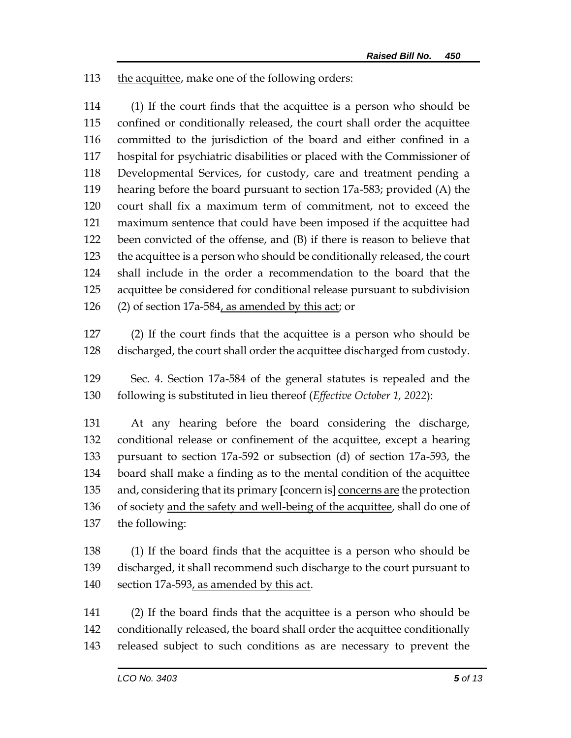113 the acquittee, make one of the following orders:

114 (1) If the court finds that the acquittee is a person who should be 115 confined or conditionally released, the court shall order the acquittee 116 committed to the jurisdiction of the board and either confined in a 117 hospital for psychiatric disabilities or placed with the Commissioner of 118 Developmental Services, for custody, care and treatment pending a 119 hearing before the board pursuant to section 17a-583; provided (A) the 120 court shall fix a maximum term of commitment, not to exceed the 121 maximum sentence that could have been imposed if the acquittee had 122 been convicted of the offense, and (B) if there is reason to believe that 123 the acquittee is a person who should be conditionally released, the court 124 shall include in the order a recommendation to the board that the 125 acquittee be considered for conditional release pursuant to subdivision 126 (2) of section 17a-584, as amended by this act; or

127 (2) If the court finds that the acquittee is a person who should be 128 discharged, the court shall order the acquittee discharged from custody.

129 Sec. 4. Section 17a-584 of the general statutes is repealed and the 130 following is substituted in lieu thereof (*Effective October 1, 2022*):

131 At any hearing before the board considering the discharge, 132 conditional release or confinement of the acquittee, except a hearing 133 pursuant to section 17a-592 or subsection (d) of section 17a-593, the 134 board shall make a finding as to the mental condition of the acquittee 135 and, considering that its primary **[**concern is**]** concerns are the protection 136 of society and the safety and well-being of the acquittee, shall do one of 137 the following:

138 (1) If the board finds that the acquittee is a person who should be 139 discharged, it shall recommend such discharge to the court pursuant to 140 section 17a-593, as amended by this act.

141 (2) If the board finds that the acquittee is a person who should be 142 conditionally released, the board shall order the acquittee conditionally 143 released subject to such conditions as are necessary to prevent the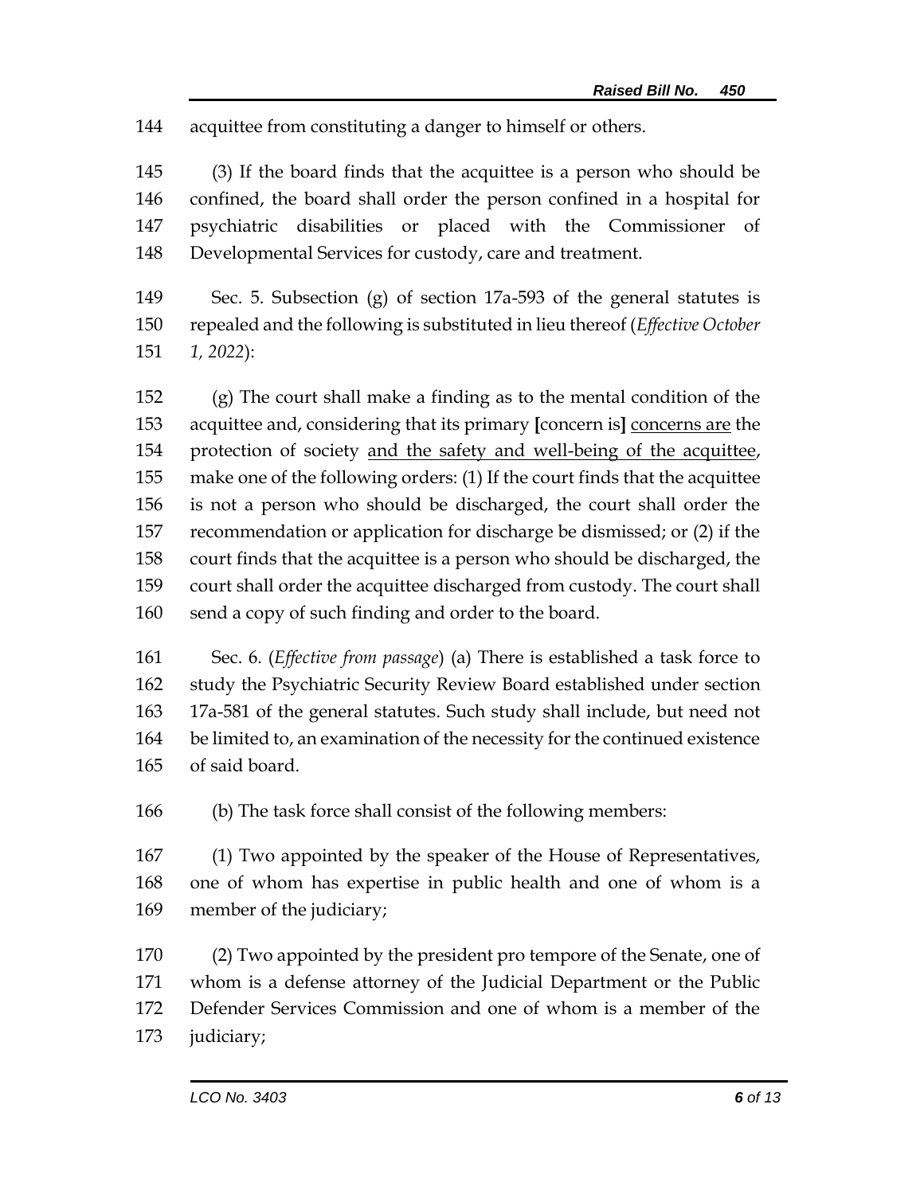144 acquittee from constituting a danger to himself or others.

145 (3) If the board finds that the acquittee is a person who should be
146 confined, the board shall order the person confined in a hospital for
147 psychiatric disabilities or placed with the Commissioner of
148 Developmental Services for custody, care and treatment.

149 Sec. 5. Subsection (g) of section 17a-593 of the general statutes is
150 repealed and the following is substituted in lieu thereof (*Effective October*
151 *1, 2022*):

152 (g) The court shall make a finding as to the mental condition of the
153 acquittee and, considering that its primary **[**concern is**]** <u>concerns are</u> the
154 protection of society <u>and the safety and well-being of the acquittee</u>,
155 make one of the following orders: (1) If the court finds that the acquittee
156 is not a person who should be discharged, the court shall order the
157 recommendation or application for discharge be dismissed; or (2) if the
158 court finds that the acquittee is a person who should be discharged, the
159 court shall order the acquittee discharged from custody. The court shall
160 send a copy of such finding and order to the board.

161 Sec. 6. (*Effective from passage*) (a) There is established a task force to
162 study the Psychiatric Security Review Board established under section
163 17a-581 of the general statutes. Such study shall include, but need not
164 be limited to, an examination of the necessity for the continued existence
165 of said board.

166 (b) The task force shall consist of the following members:

167 (1) Two appointed by the speaker of the House of Representatives,
168 one of whom has expertise in public health and one of whom is a
169 member of the judiciary;

170 (2) Two appointed by the president pro tempore of the Senate, one of
171 whom is a defense attorney of the Judicial Department or the Public
172 Defender Services Commission and one of whom is a member of the
173 judiciary;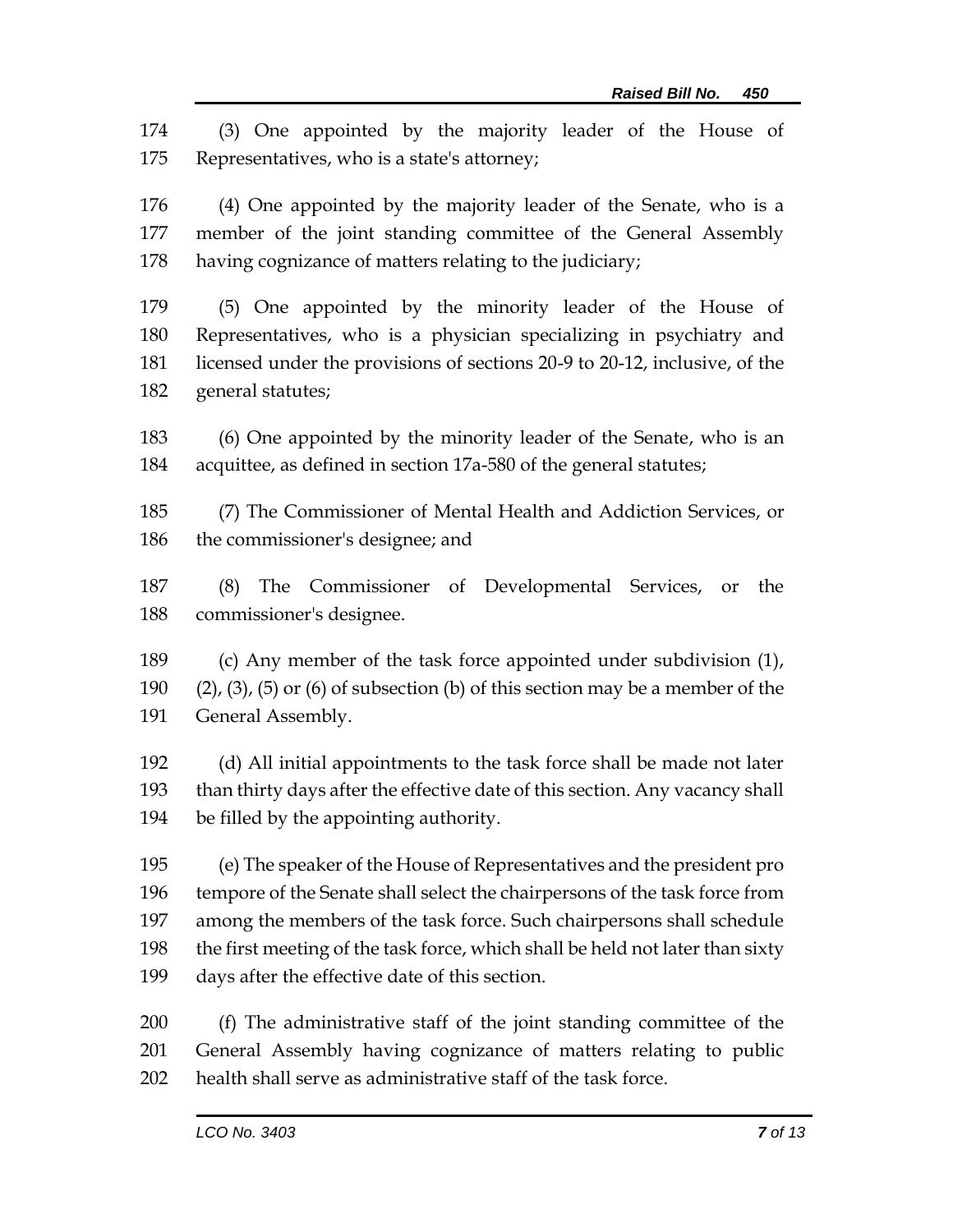(3) One appointed by the majority leader of the House of Representatives, who is a state's attorney;

(4) One appointed by the majority leader of the Senate, who is a member of the joint standing committee of the General Assembly having cognizance of matters relating to the judiciary;

(5) One appointed by the minority leader of the House of Representatives, who is a physician specializing in psychiatry and licensed under the provisions of sections 20-9 to 20-12, inclusive, of the general statutes;

(6) One appointed by the minority leader of the Senate, who is an acquittee, as defined in section 17a-580 of the general statutes;

(7) The Commissioner of Mental Health and Addiction Services, or the commissioner's designee; and

(8) The Commissioner of Developmental Services, or the commissioner's designee.

(c) Any member of the task force appointed under subdivision (1), (2), (3), (5) or (6) of subsection (b) of this section may be a member of the General Assembly.

(d) All initial appointments to the task force shall be made not later than thirty days after the effective date of this section. Any vacancy shall be filled by the appointing authority.

(e) The speaker of the House of Representatives and the president pro tempore of the Senate shall select the chairpersons of the task force from among the members of the task force. Such chairpersons shall schedule the first meeting of the task force, which shall be held not later than sixty days after the effective date of this section.

(f) The administrative staff of the joint standing committee of the General Assembly having cognizance of matters relating to public health shall serve as administrative staff of the task force.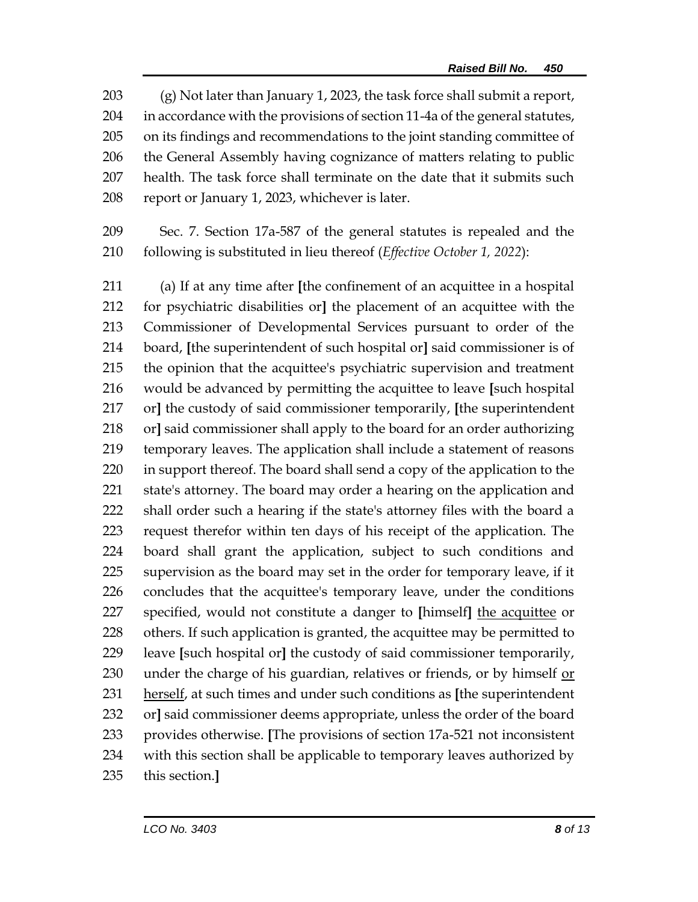(g) Not later than January 1, 2023, the task force shall submit a report, in accordance with the provisions of section 11-4a of the general statutes, on its findings and recommendations to the joint standing committee of the General Assembly having cognizance of matters relating to public health. The task force shall terminate on the date that it submits such report or January 1, 2023, whichever is later.

Sec. 7. Section 17a-587 of the general statutes is repealed and the following is substituted in lieu thereof (*Effective October 1, 2022*):

(a) If at any time after **[**the confinement of an acquittee in a hospital for psychiatric disabilities or**]** the placement of an acquittee with the Commissioner of Developmental Services pursuant to order of the board, **[**the superintendent of such hospital or**]** said commissioner is of the opinion that the acquittee's psychiatric supervision and treatment would be advanced by permitting the acquittee to leave **[**such hospital or**]** the custody of said commissioner temporarily, **[**the superintendent or**]** said commissioner shall apply to the board for an order authorizing temporary leaves. The application shall include a statement of reasons in support thereof. The board shall send a copy of the application to the state's attorney. The board may order a hearing on the application and shall order such a hearing if the state's attorney files with the board a request therefor within ten days of his receipt of the application. The board shall grant the application, subject to such conditions and supervision as the board may set in the order for temporary leave, if it concludes that the acquittee's temporary leave, under the conditions specified, would not constitute a danger to **[**himself**]** <u>the acquittee</u> or others. If such application is granted, the acquittee may be permitted to leave **[**such hospital or**]** the custody of said commissioner temporarily, under the charge of his guardian, relatives or friends, or by himself <u>or herself</u>, at such times and under such conditions as **[**the superintendent or**]** said commissioner deems appropriate, unless the order of the board provides otherwise. **[**The provisions of section 17a-521 not inconsistent with this section shall be applicable to temporary leaves authorized by this section.**]**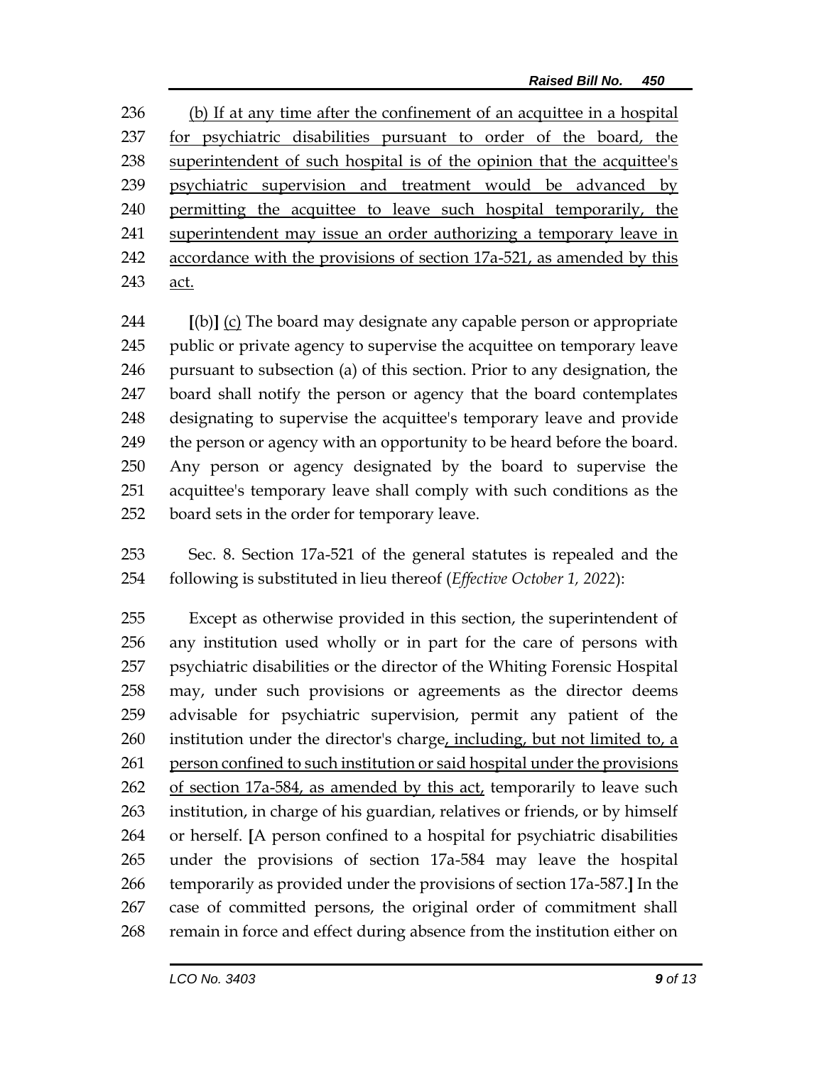236 (b) If at any time after the confinement of an acquittee in a hospital
237 for psychiatric disabilities pursuant to order of the board, the
238 superintendent of such hospital is of the opinion that the acquittee's
239 psychiatric supervision and treatment would be advanced by
240 permitting the acquittee to leave such hospital temporarily, the
241 superintendent may issue an order authorizing a temporary leave in
242 accordance with the provisions of section 17a-521, as amended by this
243 act.

244 [(b)] (c) The board may designate any capable person or appropriate
245 public or private agency to supervise the acquittee on temporary leave
246 pursuant to subsection (a) of this section. Prior to any designation, the
247 board shall notify the person or agency that the board contemplates
248 designating to supervise the acquittee's temporary leave and provide
249 the person or agency with an opportunity to be heard before the board.
250 Any person or agency designated by the board to supervise the
251 acquittee's temporary leave shall comply with such conditions as the
252 board sets in the order for temporary leave.

253 Sec. 8. Section 17a-521 of the general statutes is repealed and the
254 following is substituted in lieu thereof (*Effective October 1, 2022*):

255 Except as otherwise provided in this section, the superintendent of
256 any institution used wholly or in part for the care of persons with
257 psychiatric disabilities or the director of the Whiting Forensic Hospital
258 may, under such provisions or agreements as the director deems
259 advisable for psychiatric supervision, permit any patient of the
260 institution under the director's charge, including, but not limited to, a
261 person confined to such institution or said hospital under the provisions
262 of section 17a-584, as amended by this act, temporarily to leave such
263 institution, in charge of his guardian, relatives or friends, or by himself
264 or herself. [A person confined to a hospital for psychiatric disabilities
265 under the provisions of section 17a-584 may leave the hospital
266 temporarily as provided under the provisions of section 17a-587.] In the
267 case of committed persons, the original order of commitment shall
268 remain in force and effect during absence from the institution either on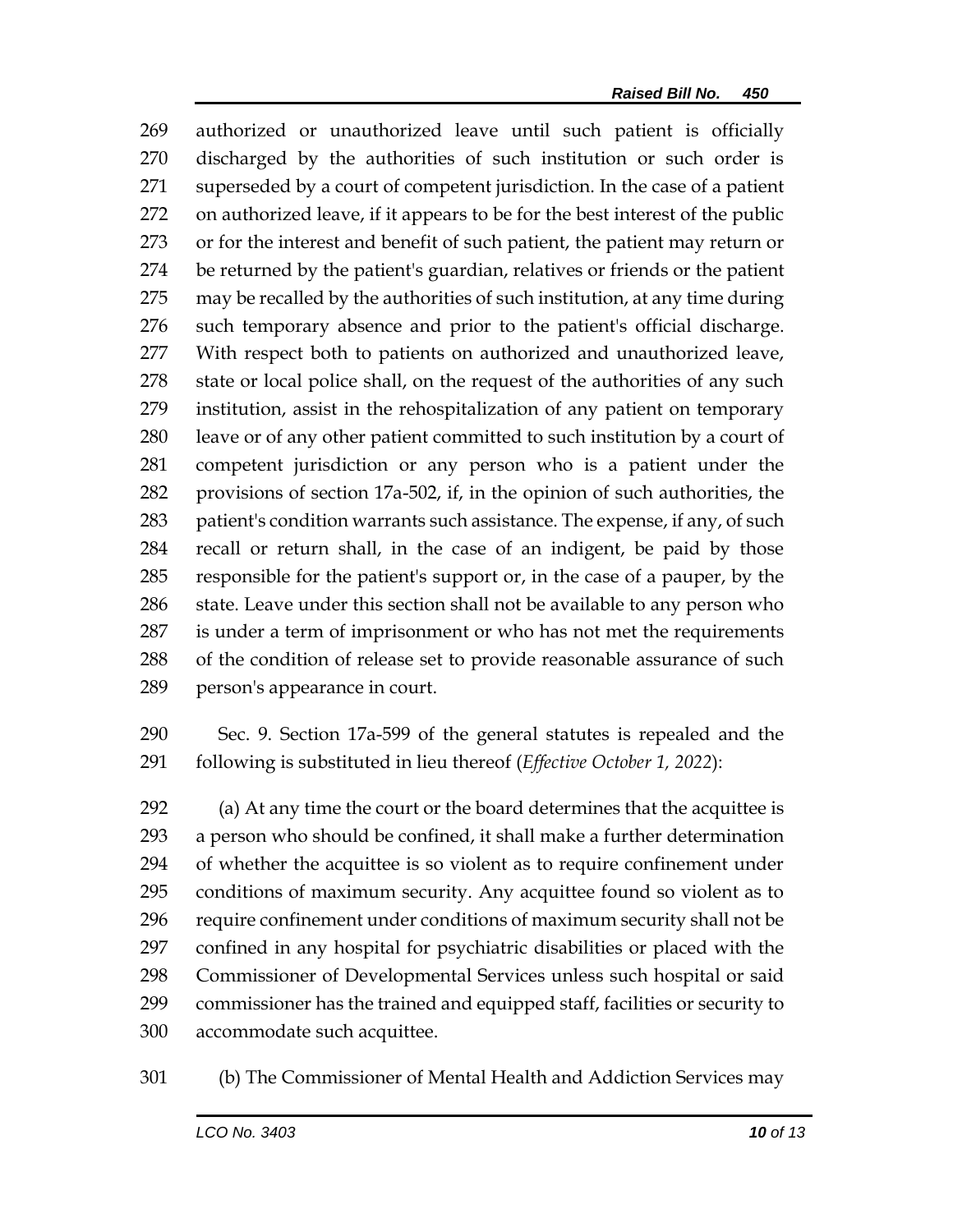authorized or unauthorized leave until such patient is officially discharged by the authorities of such institution or such order is superseded by a court of competent jurisdiction. In the case of a patient on authorized leave, if it appears to be for the best interest of the public or for the interest and benefit of such patient, the patient may return or be returned by the patient's guardian, relatives or friends or the patient may be recalled by the authorities of such institution, at any time during such temporary absence and prior to the patient's official discharge. With respect both to patients on authorized and unauthorized leave, state or local police shall, on the request of the authorities of any such institution, assist in the rehospitalization of any patient on temporary leave or of any other patient committed to such institution by a court of competent jurisdiction or any person who is a patient under the provisions of section 17a-502, if, in the opinion of such authorities, the patient's condition warrants such assistance. The expense, if any, of such recall or return shall, in the case of an indigent, be paid by those responsible for the patient's support or, in the case of a pauper, by the state. Leave under this section shall not be available to any person who is under a term of imprisonment or who has not met the requirements of the condition of release set to provide reasonable assurance of such person's appearance in court.

Sec. 9. Section 17a-599 of the general statutes is repealed and the following is substituted in lieu thereof (*Effective October 1, 2022*):

(a) At any time the court or the board determines that the acquittee is a person who should be confined, it shall make a further determination of whether the acquittee is so violent as to require confinement under conditions of maximum security. Any acquittee found so violent as to require confinement under conditions of maximum security shall not be confined in any hospital for psychiatric disabilities or placed with the Commissioner of Developmental Services unless such hospital or said commissioner has the trained and equipped staff, facilities or security to accommodate such acquittee.

(b) The Commissioner of Mental Health and Addiction Services may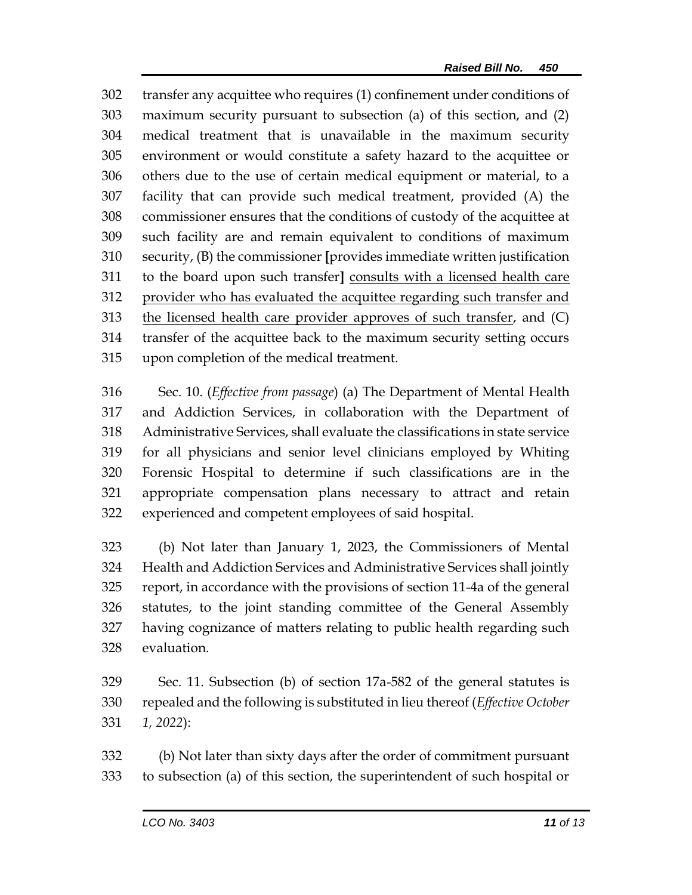302 transfer any acquittee who requires (1) confinement under conditions of
303 maximum security pursuant to subsection (a) of this section, and (2)
304 medical treatment that is unavailable in the maximum security
305 environment or would constitute a safety hazard to the acquittee or
306 others due to the use of certain medical equipment or material, to a
307 facility that can provide such medical treatment, provided (A) the
308 commissioner ensures that the conditions of custody of the acquittee at
309 such facility are and remain equivalent to conditions of maximum
310 security, (B) the commissioner **[**provides immediate written justification
311 to the board upon such transfer**]** <u>consults with a licensed health care</u>
312 <u>provider who has evaluated the acquittee regarding such transfer and</u>
313 <u>the licensed health care provider approves of such transfer</u>, and (C)
314 transfer of the acquittee back to the maximum security setting occurs
315 upon completion of the medical treatment.

316 Sec. 10. (*Effective from passage*) (a) The Department of Mental Health
317 and Addiction Services, in collaboration with the Department of
318 Administrative Services, shall evaluate the classifications in state service
319 for all physicians and senior level clinicians employed by Whiting
320 Forensic Hospital to determine if such classifications are in the
321 appropriate compensation plans necessary to attract and retain
322 experienced and competent employees of said hospital.

323 (b) Not later than January 1, 2023, the Commissioners of Mental
324 Health and Addiction Services and Administrative Services shall jointly
325 report, in accordance with the provisions of section 11-4a of the general
326 statutes, to the joint standing committee of the General Assembly
327 having cognizance of matters relating to public health regarding such
328 evaluation.

329 Sec. 11. Subsection (b) of section 17a-582 of the general statutes is
330 repealed and the following is substituted in lieu thereof (*Effective October*
331 *1, 2022*):

332 (b) Not later than sixty days after the order of commitment pursuant
333 to subsection (a) of this section, the superintendent of such hospital or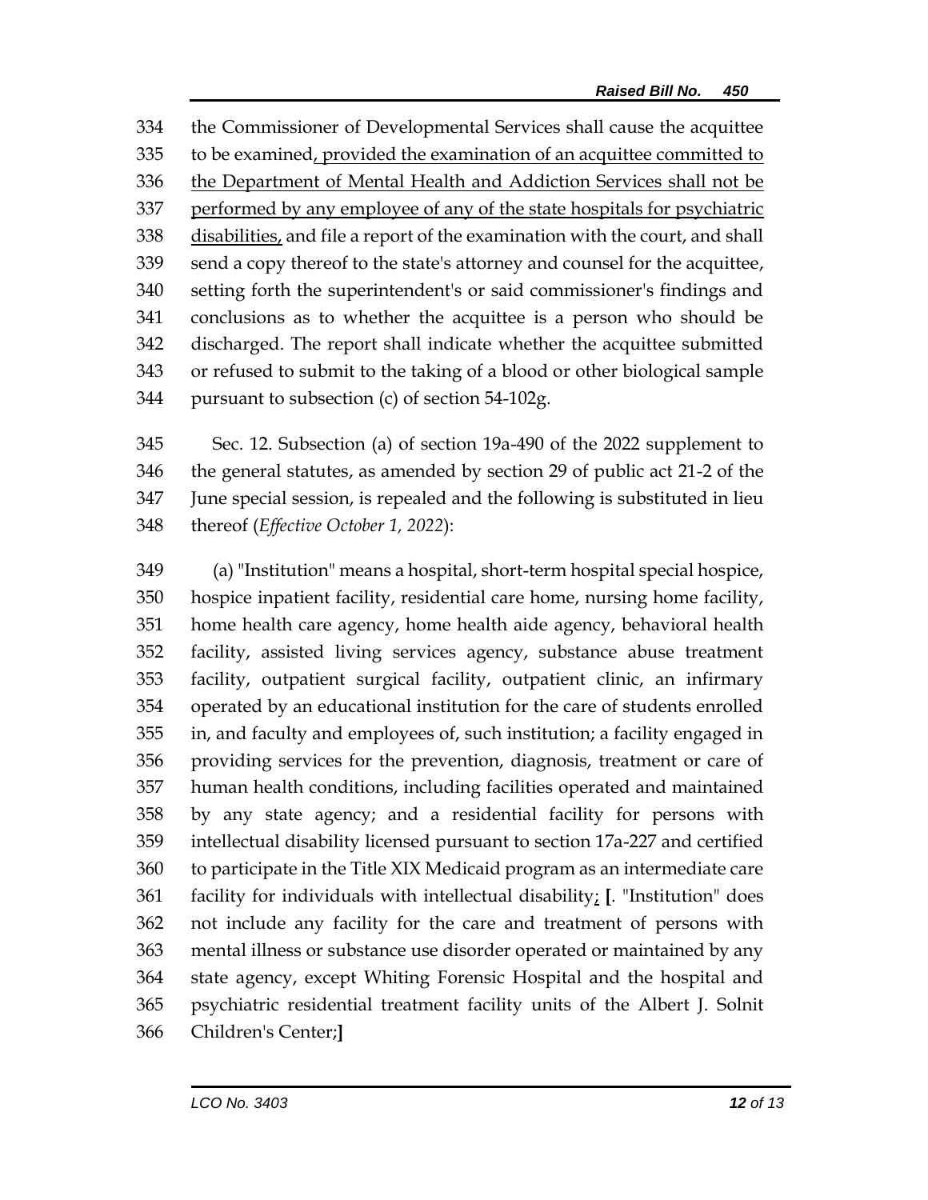334 the Commissioner of Developmental Services shall cause the acquittee
335 to be examined, provided the examination of an acquittee committed to
336 the Department of Mental Health and Addiction Services shall not be
337 performed by any employee of any of the state hospitals for psychiatric
338 disabilities, and file a report of the examination with the court, and shall
339 send a copy thereof to the state's attorney and counsel for the acquittee,
340 setting forth the superintendent's or said commissioner's findings and
341 conclusions as to whether the acquittee is a person who should be
342 discharged. The report shall indicate whether the acquittee submitted
343 or refused to submit to the taking of a blood or other biological sample
344 pursuant to subsection (c) of section 54-102g.

345 Sec. 12. Subsection (a) of section 19a-490 of the 2022 supplement to
346 the general statutes, as amended by section 29 of public act 21-2 of the
347 June special session, is repealed and the following is substituted in lieu
348 thereof (*Effective October 1, 2022*):

349 (a) "Institution" means a hospital, short-term hospital special hospice,
350 hospice inpatient facility, residential care home, nursing home facility,
351 home health care agency, home health aide agency, behavioral health
352 facility, assisted living services agency, substance abuse treatment
353 facility, outpatient surgical facility, outpatient clinic, an infirmary
354 operated by an educational institution for the care of students enrolled
355 in, and faculty and employees of, such institution; a facility engaged in
356 providing services for the prevention, diagnosis, treatment or care of
357 human health conditions, including facilities operated and maintained
358 by any state agency; and a residential facility for persons with
359 intellectual disability licensed pursuant to section 17a-227 and certified
360 to participate in the Title XIX Medicaid program as an intermediate care
361 facility for individuals with intellectual disability; **[**. "Institution" does
362 not include any facility for the care and treatment of persons with
363 mental illness or substance use disorder operated or maintained by any
364 state agency, except Whiting Forensic Hospital and the hospital and
365 psychiatric residential treatment facility units of the Albert J. Solnit
366 Children's Center;**]**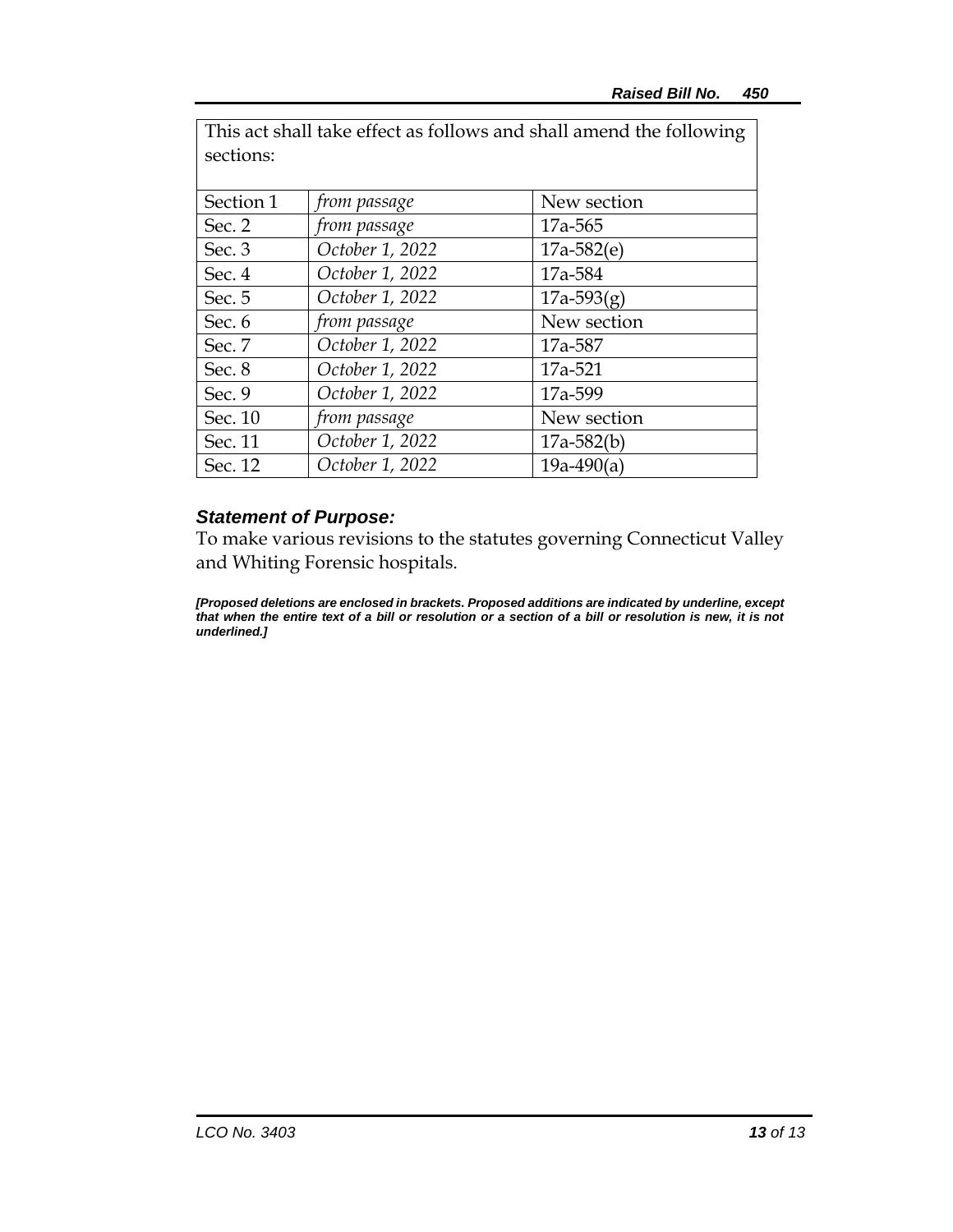This act shall take effect as follows and shall amend the following sections:

| | | |
|---|---|---|
| Section 1 | *from passage* | New section |
| Sec. 2 | *from passage* | 17a-565 |
| Sec. 3 | *October 1, 2022* | 17a-582(e) |
| Sec. 4 | *October 1, 2022* | 17a-584 |
| Sec. 5 | *October 1, 2022* | 17a-593(g) |
| Sec. 6 | *from passage* | New section |
| Sec. 7 | *October 1, 2022* | 17a-587 |
| Sec. 8 | *October 1, 2022* | 17a-521 |
| Sec. 9 | *October 1, 2022* | 17a-599 |
| Sec. 10 | *from passage* | New section |
| Sec. 11 | *October 1, 2022* | 17a-582(b) |
| Sec. 12 | *October 1, 2022* | 19a-490(a) |

### *Statement of Purpose:*

To make various revisions to the statutes governing Connecticut Valley and Whiting Forensic hospitals.

***[Proposed deletions are enclosed in brackets. Proposed additions are indicated by underline, except that when the entire text of a bill or resolution or a section of a bill or resolution is new, it is not underlined.]***